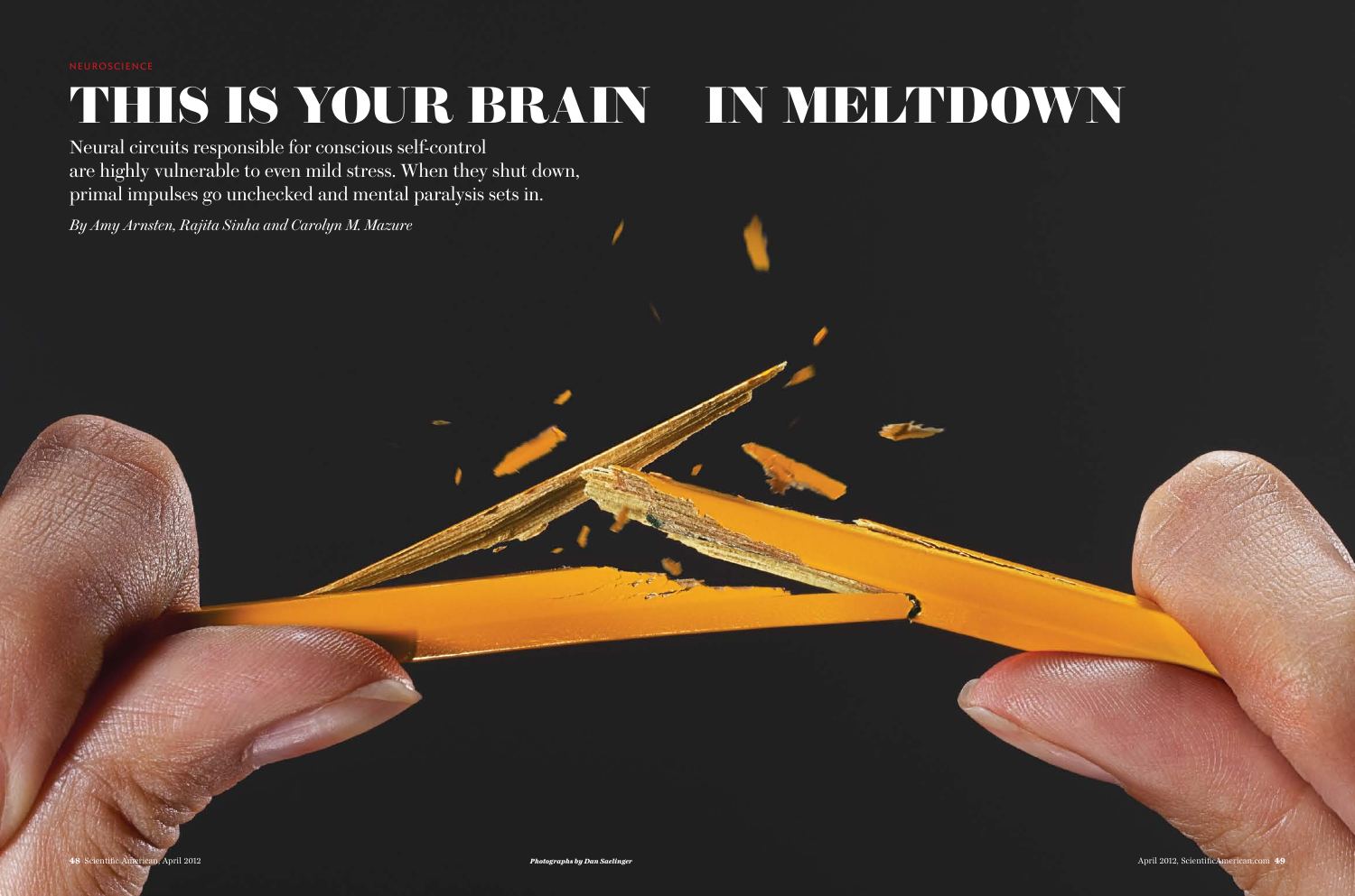NEUROSCIENCE

# THIS IS YOUR BRAIN IN MELTDOWN

Neural circuits responsible for conscious self-control are highly vulnerable to even mild stress. When they shut down, primal impulses go unchecked and mental paralysis sets in.

*By Amy Arnsten, Rajita Sinha and Carolyn M. Mazure*

***Photographs by Dan Saelinger***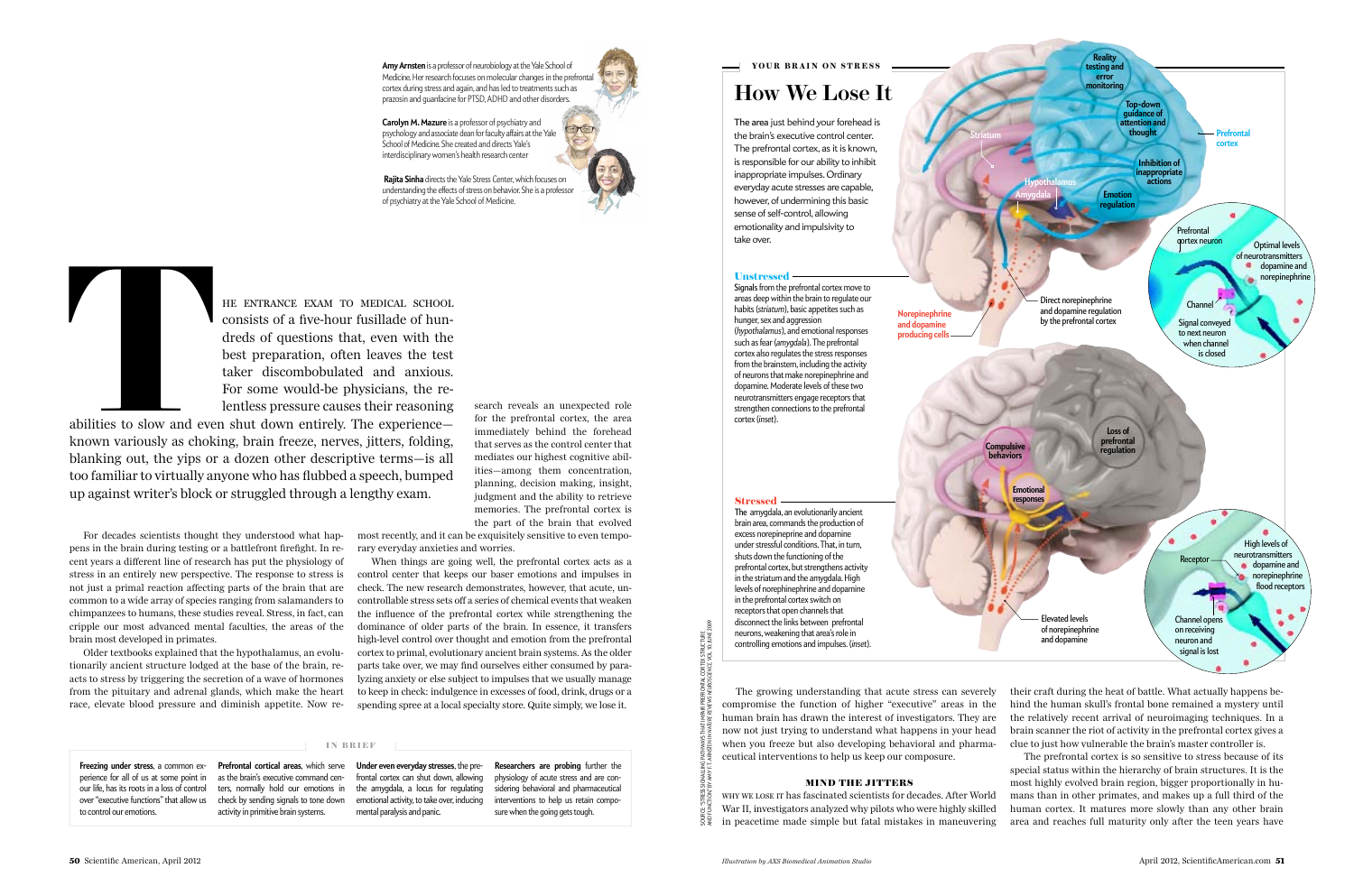**Amy Arnsten** is a professor of neurobiology at the Yale School of Medicine. Her research focuses on molecular changes in the prefrontal cortex during stress and again, and has led to treatments such as prazosin and guanfacine for PTSD, ADHD and other disorders.

**Carolyn M. Mazure** is a professor of psychiatry and psychology and associate dean for faculty affairs at the Yale School of Medicine. She created and directs Yale's interdisciplinary women's health research center.

**Rajita Sinha** directs the Yale Stress Center, which focuses on understanding the effects of stress on behavior. She is a professor of psychiatry at the Yale School of Medicine.

THE ENTRANCE EXAM TO MEDICAL SCHOOL consists of a five-hour fusillade of hundreds of questions that, even with the best preparation, often leaves the test taker discombobulated and anxious. For some would-be physicians, the relentless pressure causes their reasoning abilities to slow and even shut down entirely. The experience—known variously as choking, brain freeze, nerves, jitters, folding, blanking out, the yips or a dozen other descriptive terms—is all too familiar to virtually anyone who has flubbed a speech, bumped up against writer's block or struggled through a lengthy exam.

For decades scientists thought they understood what happens in the brain during testing or a battlefront firefight. In recent years a different line of research has put the physiology of stress in an entirely new perspective. The response to stress is not just a primal reaction affecting parts of the brain that are common to a wide array of species ranging from salamanders to chimpanzees to humans, these studies reveal. Stress, in fact, can cripple our most advanced mental faculties, the areas of the brain most developed in primates.

Older textbooks explained that the hypothalamus, an evolutionarily ancient structure lodged at the base of the brain, reacts to stress by triggering the secretion of a wave of hormones from the pituitary and adrenal glands, which make the heart race, elevate blood pressure and diminish appetite. Now research reveals an unexpected role for the prefrontal cortex, the area immediately behind the forehead that serves as the control center that mediates our highest cognitive abilities—among them concentration, planning, decision making, insight, judgment and the ability to retrieve memories. The prefrontal cortex is the part of the brain that evolved most recently, and it can be exquisitely sensitive to even temporary everyday anxieties and worries.

When things are going well, the prefrontal cortex acts as a control center that keeps our baser emotions and impulses in check. The new research demonstrates, however, that acute, uncontrollable stress sets off a series of chemical events that weaken the influence of the prefrontal cortex while strengthening the dominance of older parts of the brain. In essence, it transfers high-level control over thought and emotion from the prefrontal cortex to primal, evolutionary ancient brain systems. As the older parts take over, we may find ourselves either consumed by paralyzing anxiety or else subject to impulses that we usually manage to keep in check: indulgence in excesses of food, drink, drugs or a spending spree at a local specialty store. Quite simply, we lose it.

## IN BRIEF

**Freezing under stress**, a common experience for all of us at some point in our life, has its roots in a loss of control over "executive functions" that allow us to control our emotions.

**Prefrontal cortical areas**, which serve as the brain's executive command centers, normally hold our emotions in check by sending signals to tone down activity in primitive brain systems.

**Under even everyday stresses**, the prefrontal cortex can shut down, allowing the amygdala, a locus for regulating emotional activity, to take over, inducing mental paralysis and panic.

**Researchers are probing** further the physiology of acute stress and are considering behavioral and pharmaceutical interventions to help us retain composure when the going gets tough.

## YOUR BRAIN ON STRESS

# How We Lose It

The area just behind your forehead is the brain's executive control center. The prefrontal cortex, as it is known, is responsible for our ability to inhibit inappropriate impulses. Ordinary everyday acute stresses are capable, however, of undermining this basic sense of self-control, allowing emotionality and impulsivity to take over.

**Unstressed**

Signals from the prefrontal cortex move to areas deep within the brain to regulate our habits (*striatum*), basic appetites such as hunger, sex and aggression (*hypothalamus*), and emotional responses such as fear (*amygdala*). The prefrontal cortex also regulates the stress responses from the brainstem, including the activity of neurons that make norepinephrine and dopamine. Moderate levels of these two neurotransmitters engage receptors that strengthen connections to the prefrontal cortex (*inset*).

Reality testing and error monitoring
Top-down guidance of attention and thought
Prefrontal cortex
Inhibition of inappropriate actions
Emotion regulation
Striatum
Hypothalamus
Amygdala
Norepinephrine and dopamine producing cells
Direct norepinephrine and dopamine regulation by the prefrontal cortex
Prefrontal cortex neuron
Optimal levels of neurotransmitters dopamine and norepinephrine
Channel
Signal conveyed to next neuron when channel is closed

**Stressed**

The amygdala, an evolutionarily ancient brain area, commands the production of excess norepineprine and dopamine under stressful conditions. That, in turn, shuts down the functioning of the prefrontal cortex, but strengthens activity in the striatum and the amygdala. High levels of norephinephrine and dopamine in the prefrontal cortex switch on receptors that open channels that disconnect the links between prefrontal neurons, weakening that area's role in controlling emotions and impulses. (*inset*).

Loss of prefrontal regulation
Compulsive behaviors
Emotional responses
Elevated levels of norepinephrine and dopamine
Receptor
High levels of neurotransmitters dopamine and norepinephrine flood receptors
Channel opens on receiving neuron and signal is lost

SOURCE: "STRESS SIGNALLING PATHWAYS THAT IMPAIR PREFRONTAL CORTEX STRUCTURE AND FUNCTION," BY AMY F. T. ARNSTEN, IN *NATURE REVIEWS NEUROSCIENCE*, VOL. 10; JUNE 2009

*Illustration by AXS Biomedical Animation Studio*

The growing understanding that acute stress can severely compromise the function of higher "executive" areas in the human brain has drawn the interest of investigators. They are now not just trying to understand what happens in your head when you freeze but also developing behavioral and pharmaceutical interventions to help us keep our composure.

## MIND THE JITTERS

WHY WE LOSE IT has fascinated scientists for decades. After World War II, investigators analyzed why pilots who were highly skilled in peacetime made simple but fatal mistakes in maneuvering their craft during the heat of battle. What actually happens behind the human skull's frontal bone remained a mystery until the relatively recent arrival of neuroimaging techniques. In a brain scanner the riot of activity in the prefrontal cortex gives a clue to just how vulnerable the brain's master controller is.

The prefrontal cortex is so sensitive to stress because of its special status within the hierarchy of brain structures. It is the most highly evolved brain region, bigger proportionally in humans than in other primates, and makes up a full third of the human cortex. It matures more slowly than any other brain area and reaches full maturity only after the teen years have